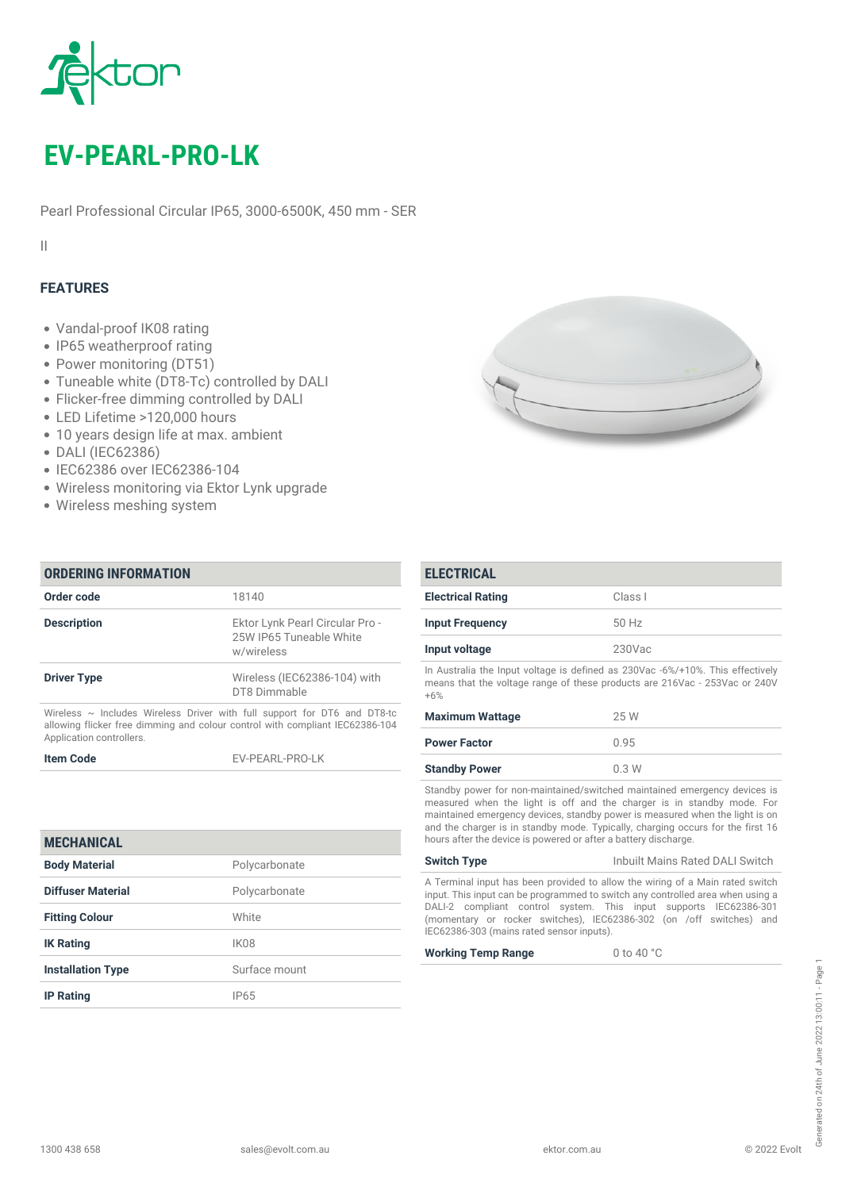# EV-PEARL-PRO-LK

Pearl Professional Circular IP65, 3000-6500K, 450 mm - SER

II

## FEATURES

- Vandal-proof IK08 rating
- IP65 weatherproof rating
- Power monitoring (DT51)
- Tuneable white (DT8-Tc) controlled by DALI
- Flicker-free dimming controlled by DALI
- LED Lifetime >120,000 hours
- 10 years design life at max. ambient
- DALI (IEC62386)
- IEC62386 over IEC62386-104
- Wireless monitoring via Ektor Lynk upgrade
- Wireless meshing system

## ORDERING INFORMATION

| | |
|---|---|
| **Order code** | 18140 |
| **Description** | Ektor Lynk Pearl Circular Pro - 25W IP65 Tuneable White w/wireless |
| **Driver Type** | Wireless (IEC62386-104) with DT8 Dimmable |

Wireless ~ Includes Wireless Driver with full support for DT6 and DT8-tc allowing flicker free dimming and colour control with compliant IEC62386-104 Application controllers.

| | |
|---|---|
| **Item Code** | EV-PEARL-PRO-LK |

## MECHANICAL

| | |
|---|---|
| **Body Material** | Polycarbonate |
| **Diffuser Material** | Polycarbonate |
| **Fitting Colour** | White |
| **IK Rating** | IK08 |
| **Installation Type** | Surface mount |
| **IP Rating** | IP65 |

## ELECTRICAL

| | |
|---|---|
| **Electrical Rating** | Class I |
| **Input Frequency** | 50 Hz |
| **Input voltage** | 230Vac |

In Australia the Input voltage is defined as 230Vac -6%/+10%. This effectively means that the voltage range of these products are 216Vac - 253Vac or 240V +6%

| | |
|---|---|
| **Maximum Wattage** | 25 W |
| **Power Factor** | 0.95 |
| **Standby Power** | 0.3 W |

Standby power for non-maintained/switched maintained emergency devices is measured when the light is off and the charger is in standby mode. For maintained emergency devices, standby power is measured when the light is on and the charger is in standby mode. Typically, charging occurs for the first 16 hours after the device is powered or after a battery discharge.

| | |
|---|---|
| **Switch Type** | Inbuilt Mains Rated DALI Switch |

A Terminal input has been provided to allow the wiring of a Main rated switch input. This input can be programmed to switch any controlled area when using a DALI-2 compliant control system. This input supports IEC62386-301 (momentary or rocker switches), IEC62386-302 (on /off switches) and IEC62386-303 (mains rated sensor inputs).

| | |
|---|---|
| **Working Temp Range** | 0 to 40 °C |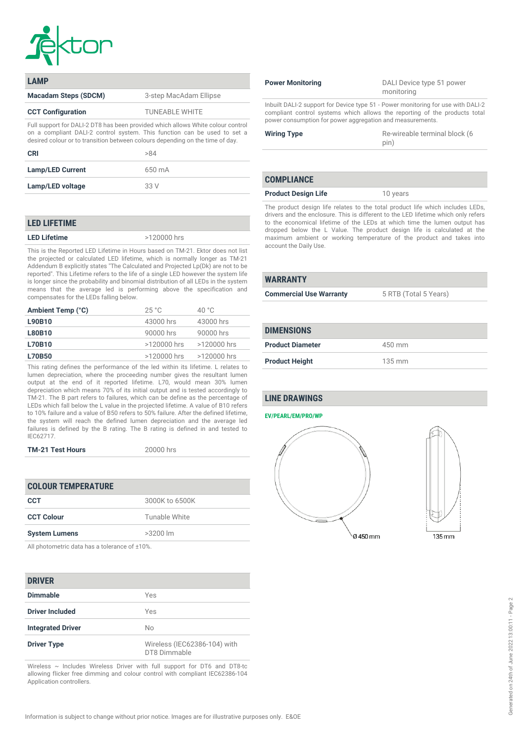## LAMP

| | |
|---|---|
| **Macadam Steps (SDCM)** | 3-step MacAdam Ellipse |
| **CCT Configuration** | TUNEABLE WHITE |

Full support for DALI-2 DT8 has been provided which allows White colour control on a compliant DALI-2 control system. This function can be used to set a desired colour or to transition between colours depending on the time of day.

| | |
|---|---|
| **CRI** | >84 |
| **Lamp/LED Current** | 650 mA |
| **Lamp/LED voltage** | 33 V |

## LED LIFETIME

| | |
|---|---|
| **LED Lifetime** | >120000 hrs |

This is the Reported LED Lifetime in Hours based on TM-21. Ektor does not list the projected or calculated LED lifetime, which is normally longer as TM-21 Addendum B explicitly states "The Calculated and Projected Lp(Dk) are not to be reported". This Lifetime refers to the life of a single LED however the system life is longer since the probability and binomial distribution of all LEDs in the system means that the average led is performing above the specification and compensates for the LEDs falling below.

| Ambient Temp (°C) | 25 °C | 40 °C |
|---|---|---|
| **L90B10** | 43000 hrs | 43000 hrs |
| **L80B10** | 90000 hrs | 90000 hrs |
| **L70B10** | >120000 hrs | >120000 hrs |
| **L70B50** | >120000 hrs | >120000 hrs |

This rating defines the performance of the led within its lifetime. L relates to lumen depreciation, where the proceeding number gives the resultant lumen output at the end of it reported lifetime. L70, would mean 30% lumen depreciation which means 70% of its initial output and is tested accordingly to TM-21. The B part refers to failures, which can be define as the percentage of LEDs which fall below the L value in the projected lifetime. A value of B10 refers to 10% failure and a value of B50 refers to 50% failure. After the defined lifetime, the system will reach the defined lumen depreciation and the average led failures is defined by the B rating. The B rating is defined in and tested to IEC62717.

| | |
|---|---|
| **TM-21 Test Hours** | 20000 hrs |

## COLOUR TEMPERATURE

| | |
|---|---|
| **CCT** | 3000K to 6500K |
| **CCT Colour** | Tunable White |
| **System Lumens** | >3200 lm |

All photometric data has a tolerance of ±10%.

## DRIVER

| | |
|---|---|
| **Dimmable** | Yes |
| **Driver Included** | Yes |
| **Integrated Driver** | No |
| **Driver Type** | Wireless (IEC62386-104) with DT8 Dimmable |

Wireless ~ Includes Wireless Driver with full support for DT6 and DT8-tc allowing flicker free dimming and colour control with compliant IEC62386-104 Application controllers.

| | |
|---|---|
| **Power Monitoring** | DALI Device type 51 power monitoring |

Inbuilt DALI-2 support for Device type 51 - Power monitoring for use with DALI-2 compliant control systems which allows the reporting of the products total power consumption for power aggregation and measurements.

| | |
|---|---|
| **Wiring Type** | Re-wireable terminal block (6 pin) |

## COMPLIANCE

| | |
|---|---|
| **Product Design Life** | 10 years |

The product design life relates to the total product life which includes LEDs, drivers and the enclosure. This is different to the LED lifetime which only refers to the economical lifetime of the LEDs at which time the lumen output has dropped below the L Value. The product design life is calculated at the maximum ambient or working temperature of the product and takes into account the Daily Use.

## WARRANTY

| | |
|---|---|
| **Commercial Use Warranty** | 5 RTB (Total 5 Years) |

## DIMENSIONS

| | |
|---|---|
| **Product Diameter** | 450 mm |
| **Product Height** | 135 mm |

## LINE DRAWINGS

**EV/PEARL/EM/PRO/WP**

Ø 450 mm

135 mm

Information is subject to change without prior notice. Images are for illustrative purposes only. E&OE